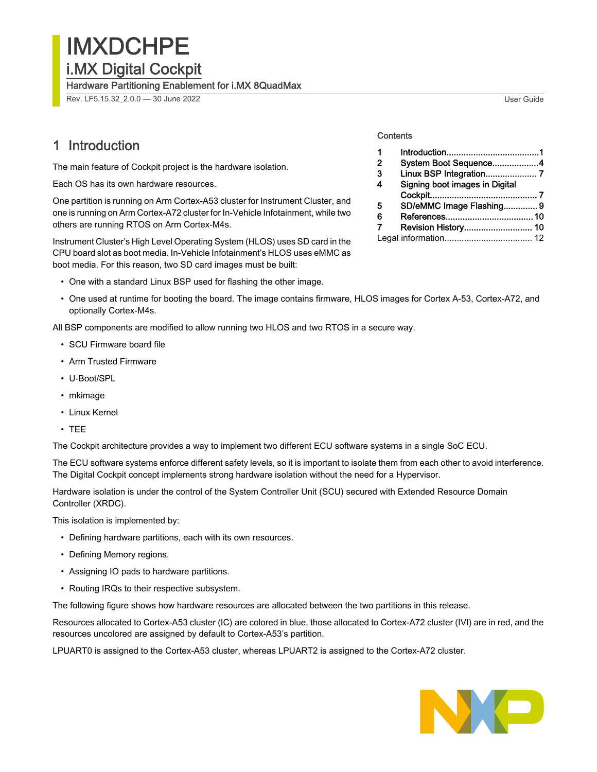# IMXDCHPE

## i.MX Digital Cockpit

Hardware Partitioning Enablement for i.MX 8QuadMax

Rev. LF5.15.32_2.0.0 — 30 June 2022

User Guide

Contents

| | | |
|---|---|---|
| 1 | Introduction | 1 |
| 2 | System Boot Sequence | 4 |
| 3 | Linux BSP Integration | 7 |
| 4 | Signing boot images in Digital Cockpit | 7 |
| 5 | SD/eMMC Image Flashing | 9 |
| 6 | References | 10 |
| 7 | Revision History | 10 |
| | Legal information | 12 |

## 1 Introduction

The main feature of Cockpit project is the hardware isolation.

Each OS has its own hardware resources.

One partition is running on Arm Cortex-A53 cluster for Instrument Cluster, and one is running on Arm Cortex-A72 cluster for In-Vehicle Infotainment, while two others are running RTOS on Arm Cortex-M4s.

Instrument Cluster's High Level Operating System (HLOS) uses SD card in the CPU board slot as boot media. In-Vehicle Infotainment's HLOS uses eMMC as boot media. For this reason, two SD card images must be built:

- One with a standard Linux BSP used for flashing the other image.
- One used at runtime for booting the board. The image contains firmware, HLOS images for Cortex A-53, Cortex-A72, and optionally Cortex-M4s.

All BSP components are modified to allow running two HLOS and two RTOS in a secure way.

- SCU Firmware board file
- Arm Trusted Firmware
- U-Boot/SPL
- mkimage
- Linux Kernel
- TEE

The Cockpit architecture provides a way to implement two different ECU software systems in a single SoC ECU.

The ECU software systems enforce different safety levels, so it is important to isolate them from each other to avoid interference. The Digital Cockpit concept implements strong hardware isolation without the need for a Hypervisor.

Hardware isolation is under the control of the System Controller Unit (SCU) secured with Extended Resource Domain Controller (XRDC).

This isolation is implemented by:

- Defining hardware partitions, each with its own resources.
- Defining Memory regions.
- Assigning IO pads to hardware partitions.
- Routing IRQs to their respective subsystem.

The following figure shows how hardware resources are allocated between the two partitions in this release.

Resources allocated to Cortex-A53 cluster (IC) are colored in blue, those allocated to Cortex-A72 cluster (IVI) are in red, and the resources uncolored are assigned by default to Cortex-A53's partition.

LPUART0 is assigned to the Cortex-A53 cluster, whereas LPUART2 is assigned to the Cortex-A72 cluster.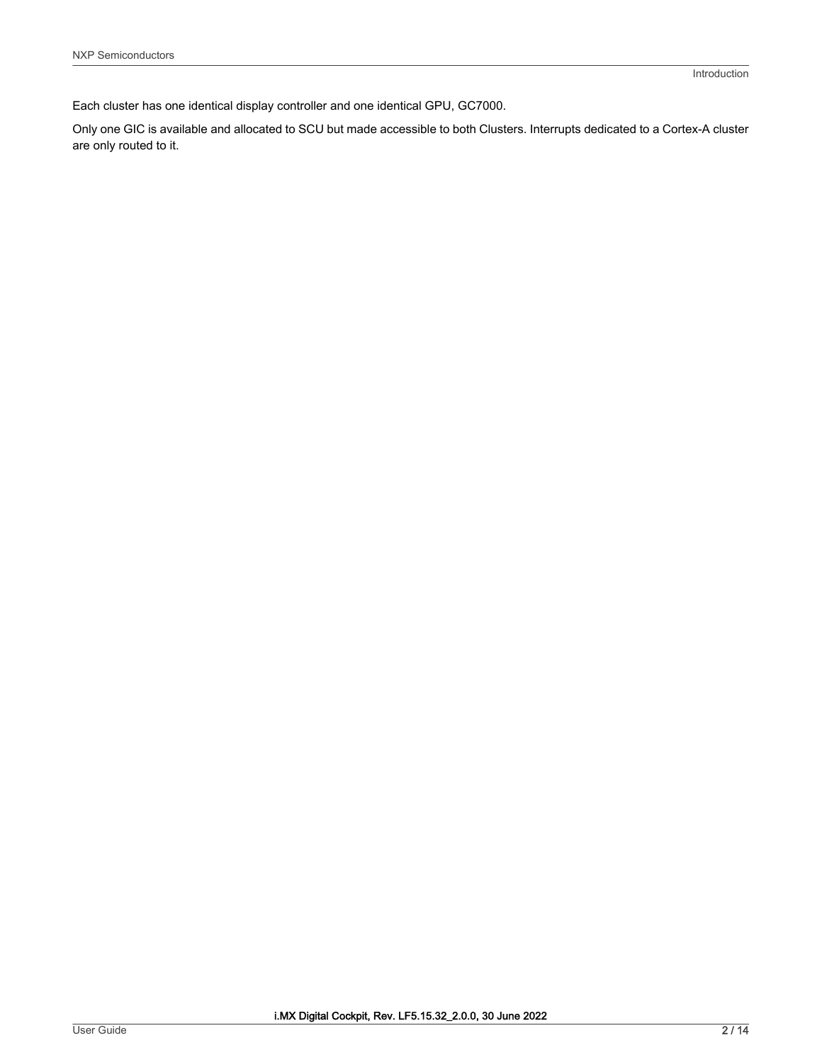Each cluster has one identical display controller and one identical GPU, GC7000.

Only one GIC is available and allocated to SCU but made accessible to both Clusters. Interrupts dedicated to a Cortex-A cluster are only routed to it.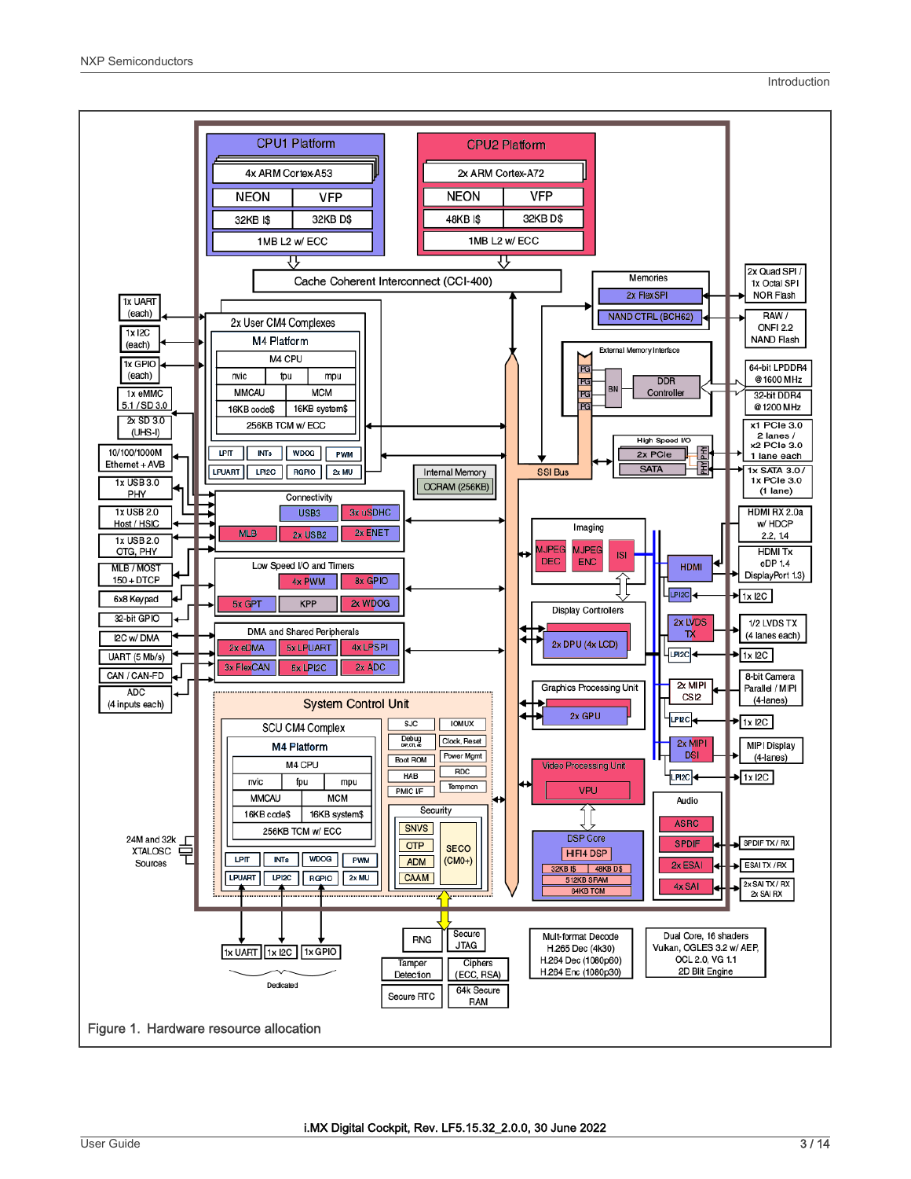Figure 1. Hardware resource allocation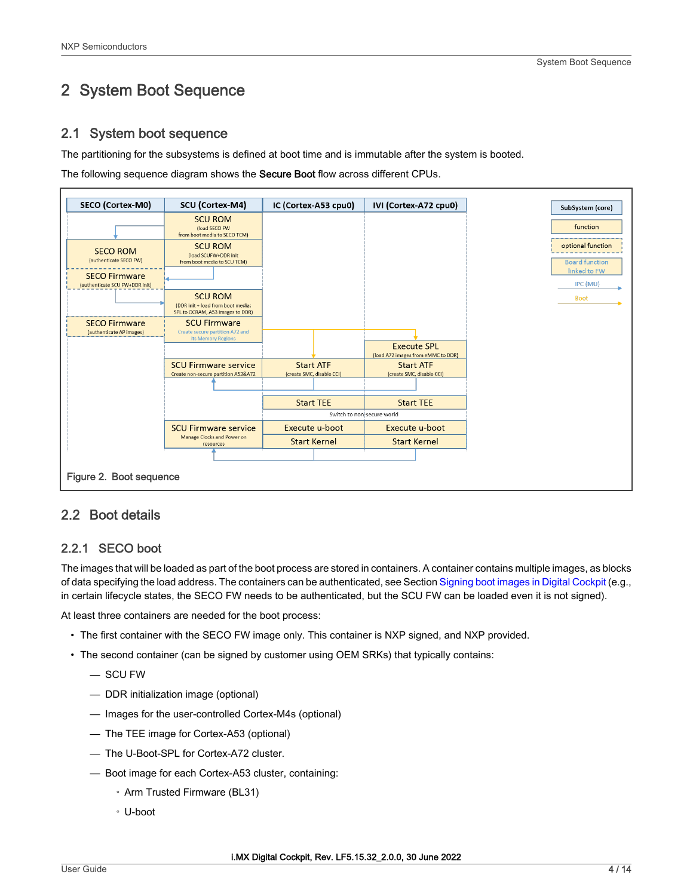# 2 System Boot Sequence

## 2.1 System boot sequence

The partitioning for the subsystems is defined at boot time and is immutable after the system is booted.

The following sequence diagram shows the **Secure Boot** flow across different CPUs.

Figure 2. Boot sequence

## 2.2 Boot details

### 2.2.1 SECO boot

The images that will be loaded as part of the boot process are stored in containers. A container contains multiple images, as blocks of data specifying the load address. The containers can be authenticated, see Section Signing boot images in Digital Cockpit (e.g., in certain lifecycle states, the SECO FW needs to be authenticated, but the SCU FW can be loaded even it is not signed).

At least three containers are needed for the boot process:

- The first container with the SECO FW image only. This container is NXP signed, and NXP provided.
- The second container (can be signed by customer using OEM SRKs) that typically contains:
  - SCU FW
  - DDR initialization image (optional)
  - Images for the user-controlled Cortex-M4s (optional)
  - The TEE image for Cortex-A53 (optional)
  - The U-Boot-SPL for Cortex-A72 cluster.
  - Boot image for each Cortex-A53 cluster, containing:
    - Arm Trusted Firmware (BL31)
    - U-boot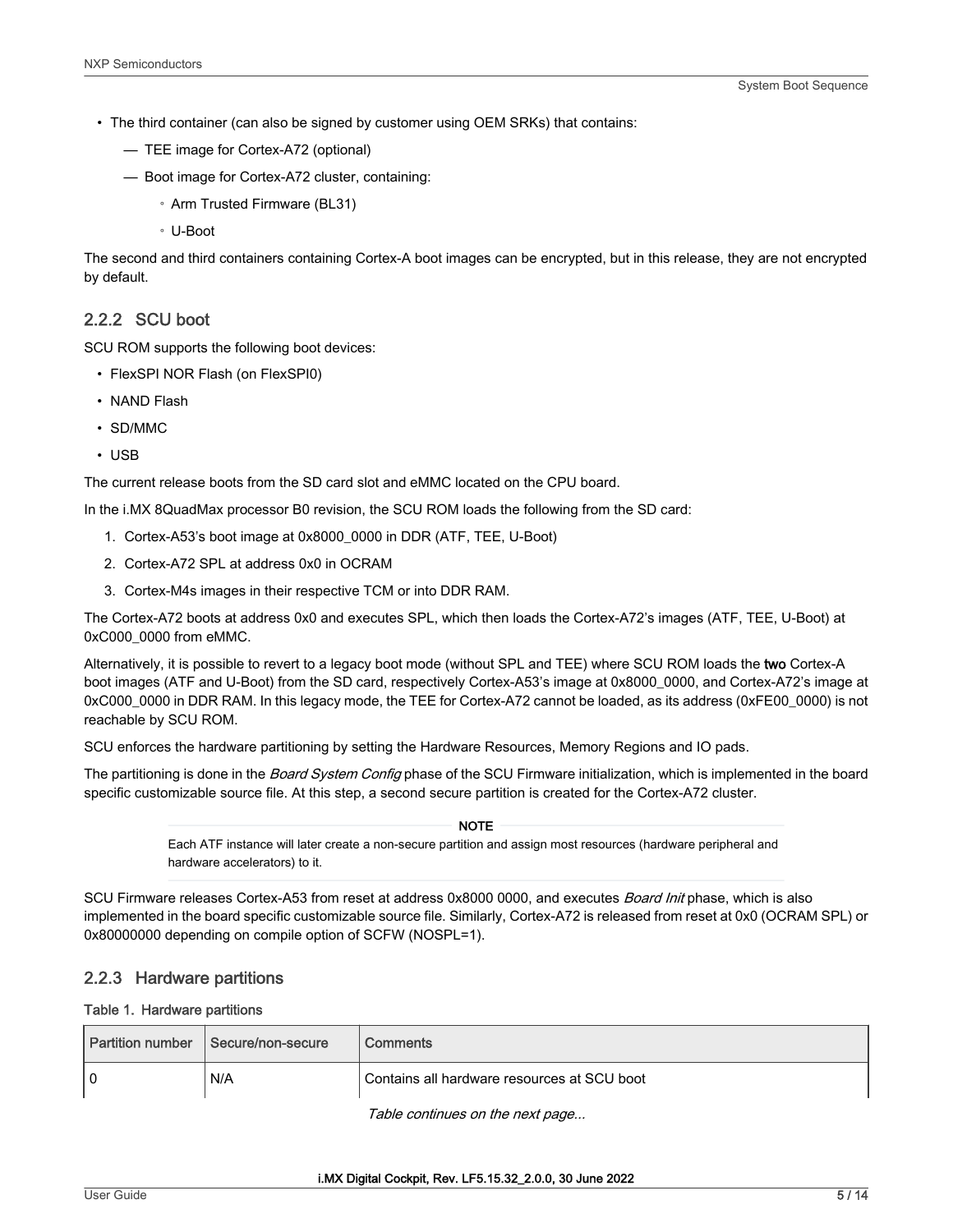- The third container (can also be signed by customer using OEM SRKs) that contains:
  - TEE image for Cortex-A72 (optional)
  - Boot image for Cortex-A72 cluster, containing:
    - Arm Trusted Firmware (BL31)
    - U-Boot

The second and third containers containing Cortex-A boot images can be encrypted, but in this release, they are not encrypted by default.

### 2.2.2 SCU boot

SCU ROM supports the following boot devices:

- FlexSPI NOR Flash (on FlexSPI0)
- NAND Flash
- SD/MMC
- USB

The current release boots from the SD card slot and eMMC located on the CPU board.

In the i.MX 8QuadMax processor B0 revision, the SCU ROM loads the following from the SD card:

1. Cortex-A53's boot image at 0x8000_0000 in DDR (ATF, TEE, U-Boot)
2. Cortex-A72 SPL at address 0x0 in OCRAM
3. Cortex-M4s images in their respective TCM or into DDR RAM.

The Cortex-A72 boots at address 0x0 and executes SPL, which then loads the Cortex-A72's images (ATF, TEE, U-Boot) at 0xC000_0000 from eMMC.

Alternatively, it is possible to revert to a legacy boot mode (without SPL and TEE) where SCU ROM loads the **two** Cortex-A boot images (ATF and U-Boot) from the SD card, respectively Cortex-A53's image at 0x8000_0000, and Cortex-A72's image at 0xC000_0000 in DDR RAM. In this legacy mode, the TEE for Cortex-A72 cannot be loaded, as its address (0xFE00_0000) is not reachable by SCU ROM.

SCU enforces the hardware partitioning by setting the Hardware Resources, Memory Regions and IO pads.

The partitioning is done in the *Board System Config* phase of the SCU Firmware initialization, which is implemented in the board specific customizable source file. At this step, a second secure partition is created for the Cortex-A72 cluster.

> **NOTE**
>
> Each ATF instance will later create a non-secure partition and assign most resources (hardware peripheral and hardware accelerators) to it.

SCU Firmware releases Cortex-A53 from reset at address 0x8000 0000, and executes *Board Init* phase, which is also implemented in the board specific customizable source file. Similarly, Cortex-A72 is released from reset at 0x0 (OCRAM SPL) or 0x80000000 depending on compile option of SCFW (NOSPL=1).

### 2.2.3 Hardware partitions

**Table 1. Hardware partitions**

| Partition number | Secure/non-secure | Comments |
| --- | --- | --- |
| 0 | N/A | Contains all hardware resources at SCU boot |

*Table continues on the next page...*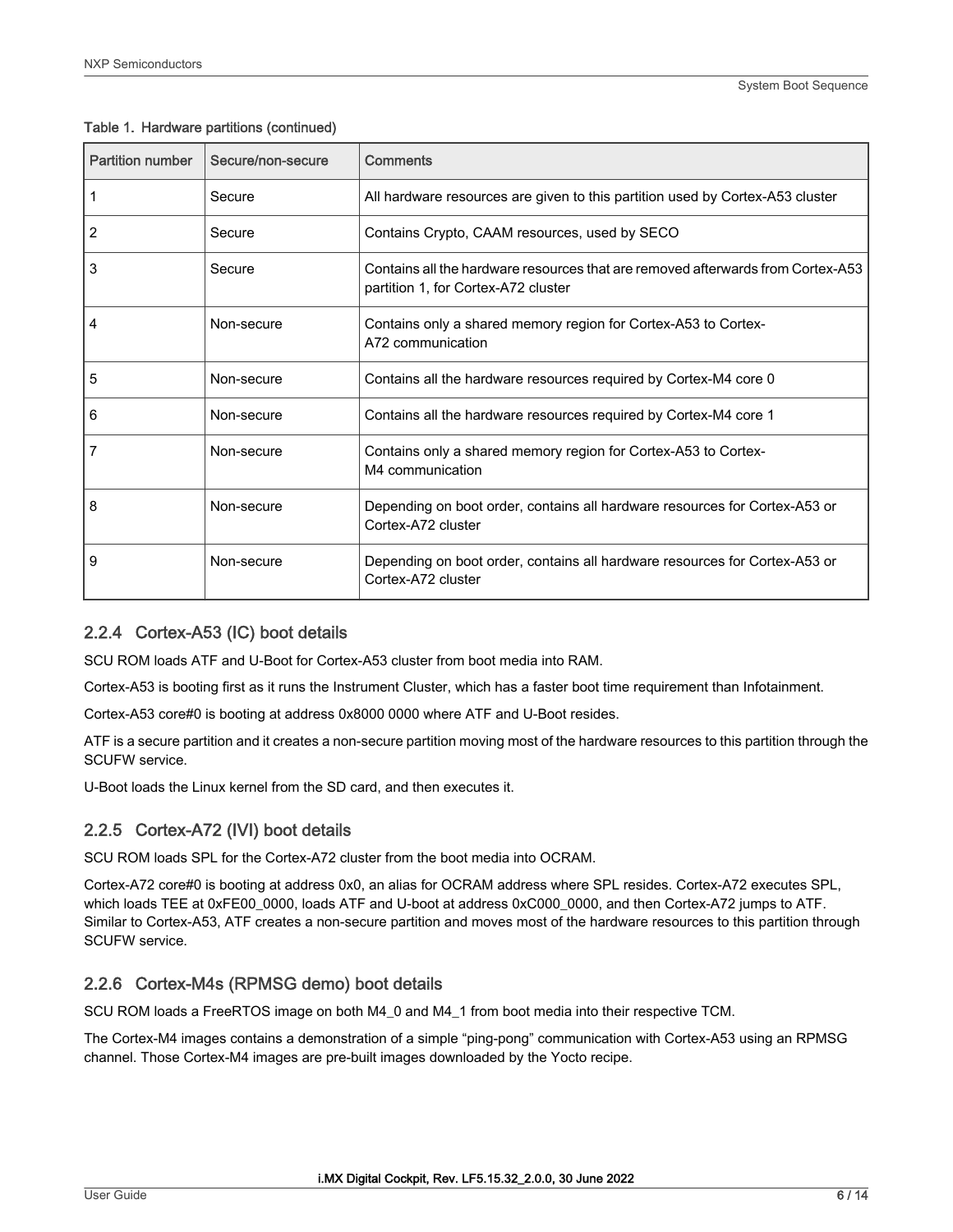Table 1. Hardware partitions (continued)

| Partition number | Secure/non-secure | Comments |
|---|---|---|
| 1 | Secure | All hardware resources are given to this partition used by Cortex-A53 cluster |
| 2 | Secure | Contains Crypto, CAAM resources, used by SECO |
| 3 | Secure | Contains all the hardware resources that are removed afterwards from Cortex-A53 partition 1, for Cortex-A72 cluster |
| 4 | Non-secure | Contains only a shared memory region for Cortex-A53 to Cortex-A72 communication |
| 5 | Non-secure | Contains all the hardware resources required by Cortex-M4 core 0 |
| 6 | Non-secure | Contains all the hardware resources required by Cortex-M4 core 1 |
| 7 | Non-secure | Contains only a shared memory region for Cortex-A53 to Cortex-M4 communication |
| 8 | Non-secure | Depending on boot order, contains all hardware resources for Cortex-A53 or Cortex-A72 cluster |
| 9 | Non-secure | Depending on boot order, contains all hardware resources for Cortex-A53 or Cortex-A72 cluster |

### 2.2.4 Cortex-A53 (IC) boot details

SCU ROM loads ATF and U-Boot for Cortex-A53 cluster from boot media into RAM.

Cortex-A53 is booting first as it runs the Instrument Cluster, which has a faster boot time requirement than Infotainment.

Cortex-A53 core#0 is booting at address 0x8000 0000 where ATF and U-Boot resides.

ATF is a secure partition and it creates a non-secure partition moving most of the hardware resources to this partition through the SCUFW service.

U-Boot loads the Linux kernel from the SD card, and then executes it.

### 2.2.5 Cortex-A72 (IVI) boot details

SCU ROM loads SPL for the Cortex-A72 cluster from the boot media into OCRAM.

Cortex-A72 core#0 is booting at address 0x0, an alias for OCRAM address where SPL resides. Cortex-A72 executes SPL, which loads TEE at 0xFE00_0000, loads ATF and U-boot at address 0xC000_0000, and then Cortex-A72 jumps to ATF. Similar to Cortex-A53, ATF creates a non-secure partition and moves most of the hardware resources to this partition through SCUFW service.

### 2.2.6 Cortex-M4s (RPMSG demo) boot details

SCU ROM loads a FreeRTOS image on both M4_0 and M4_1 from boot media into their respective TCM.

The Cortex-M4 images contains a demonstration of a simple “ping-pong” communication with Cortex-A53 using an RPMSG channel. Those Cortex-M4 images are pre-built images downloaded by the Yocto recipe.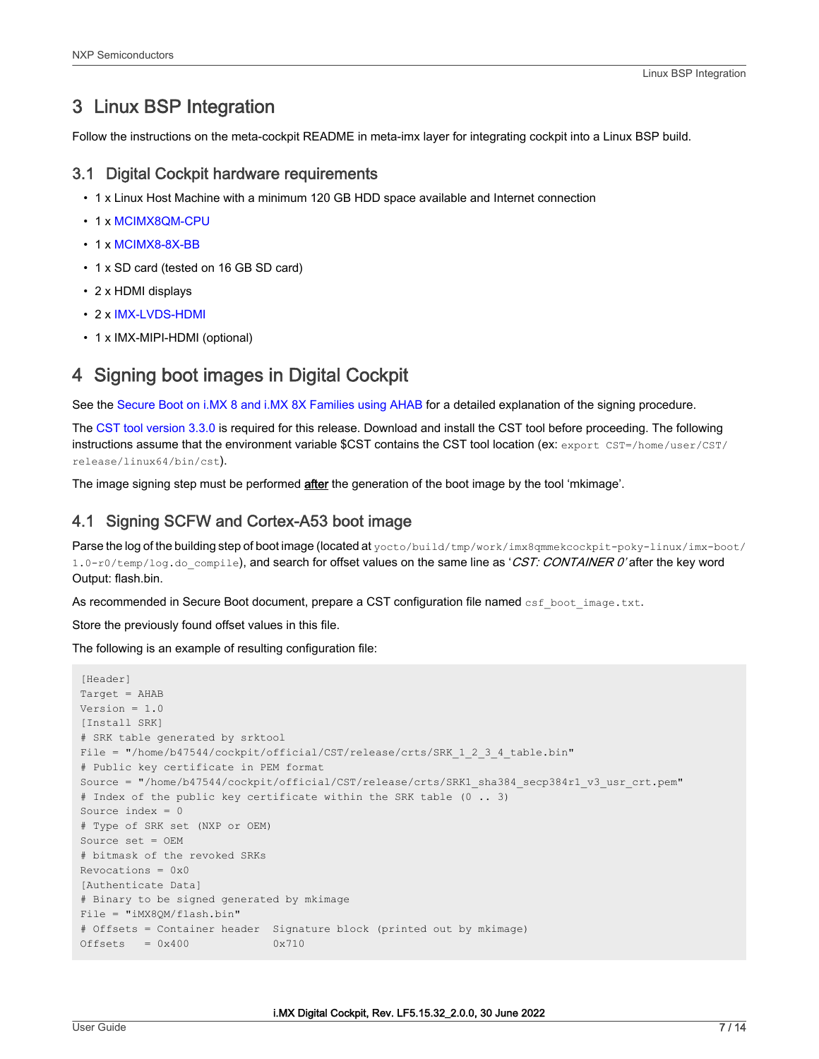# 3 Linux BSP Integration

Follow the instructions on the meta-cockpit README in meta-imx layer for integrating cockpit into a Linux BSP build.

## 3.1 Digital Cockpit hardware requirements

- 1 x Linux Host Machine with a minimum 120 GB HDD space available and Internet connection
- 1 x MCIMX8QM-CPU
- 1 x MCIMX8-8X-BB
- 1 x SD card (tested on 16 GB SD card)
- 2 x HDMI displays
- 2 x IMX-LVDS-HDMI
- 1 x IMX-MIPI-HDMI (optional)

# 4 Signing boot images in Digital Cockpit

See the Secure Boot on i.MX 8 and i.MX 8X Families using AHAB for a detailed explanation of the signing procedure.

The CST tool version 3.3.0 is required for this release. Download and install the CST tool before proceeding. The following instructions assume that the environment variable $CST contains the CST tool location (ex: `export CST=/home/user/CST/release/linux64/bin/cst`).

The image signing step must be performed **after** the generation of the boot image by the tool 'mkimage'.

## 4.1 Signing SCFW and Cortex-A53 boot image

Parse the log of the building step of boot image (located at `yocto/build/tmp/work/imx8qmmekcockpit-poky-linux/imx-boot/1.0-r0/temp/log.do_compile`), and search for offset values on the same line as '*CST: CONTAINER 0*' after the key word Output: flash.bin.

As recommended in Secure Boot document, prepare a CST configuration file named `csf_boot_image.txt`.

Store the previously found offset values in this file.

The following is an example of resulting configuration file:

```
[Header]
Target = AHAB
Version = 1.0
[Install SRK]
# SRK table generated by srktool
File = "/home/b47544/cockpit/official/CST/release/crts/SRK_1_2_3_4_table.bin"
# Public key certificate in PEM format
Source = "/home/b47544/cockpit/official/CST/release/crts/SRK1_sha384_secp384r1_v3_usr_crt.pem"
# Index of the public key certificate within the SRK table (0 .. 3)
Source index = 0
# Type of SRK set (NXP or OEM)
Source set = OEM
# bitmask of the revoked SRKs
Revocations = 0x0
[Authenticate Data]
# Binary to be signed generated by mkimage
File = "iMX8QM/flash.bin"
# Offsets = Container header  Signature block (printed out by mkimage)
Offsets   = 0x400             0x710
```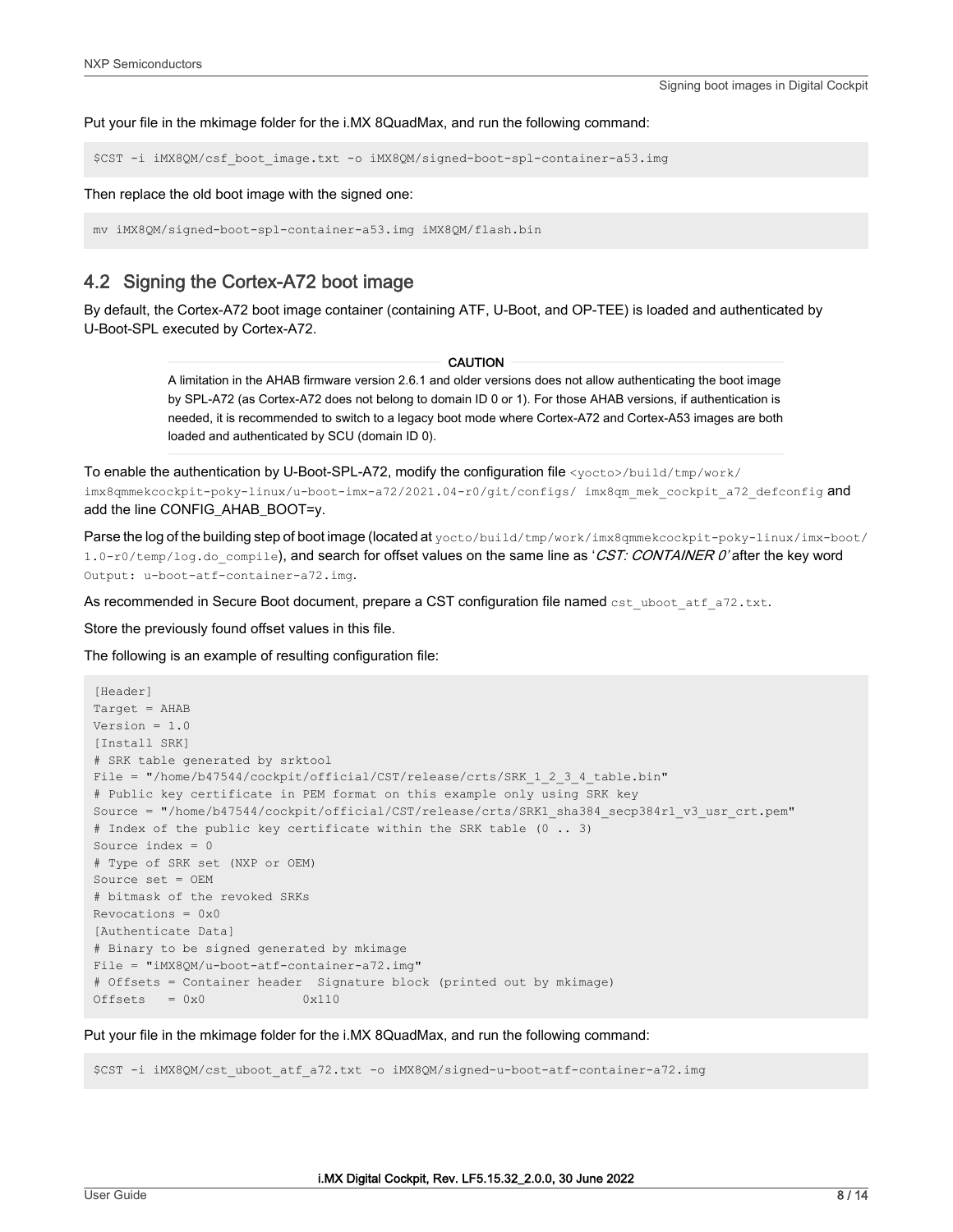Put your file in the mkimage folder for the i.MX 8QuadMax, and run the following command:

```
$CST -i iMX8QM/csf_boot_image.txt -o iMX8QM/signed-boot-spl-container-a53.img
```

Then replace the old boot image with the signed one:

```
mv iMX8QM/signed-boot-spl-container-a53.img iMX8QM/flash.bin
```

## 4.2 Signing the Cortex-A72 boot image

By default, the Cortex-A72 boot image container (containing ATF, U-Boot, and OP-TEE) is loaded and authenticated by U-Boot-SPL executed by Cortex-A72.

> **CAUTION**
>
> A limitation in the AHAB firmware version 2.6.1 and older versions does not allow authenticating the boot image by SPL-A72 (as Cortex-A72 does not belong to domain ID 0 or 1). For those AHAB versions, if authentication is needed, it is recommended to switch to a legacy boot mode where Cortex-A72 and Cortex-A53 images are both loaded and authenticated by SCU (domain ID 0).

To enable the authentication by U-Boot-SPL-A72, modify the configuration file `<yocto>/build/tmp/work/imx8qmmekcockpit-poky-linux/u-boot-imx-a72/2021.04-r0/git/configs/ imx8qm_mek_cockpit_a72_defconfig` and add the line CONFIG_AHAB_BOOT=y.

Parse the log of the building step of boot image (located at `yocto/build/tmp/work/imx8qmmekcockpit-poky-linux/imx-boot/1.0-r0/temp/log.do_compile`), and search for offset values on the same line as '*CST: CONTAINER 0*' after the key word `Output: u-boot-atf-container-a72.img`.

As recommended in Secure Boot document, prepare a CST configuration file named `cst_uboot_atf_a72.txt`.

Store the previously found offset values in this file.

The following is an example of resulting configuration file:

```
[Header]
Target = AHAB
Version = 1.0
[Install SRK]
# SRK table generated by srktool
File = "/home/b47544/cockpit/official/CST/release/crts/SRK_1_2_3_4_table.bin"
# Public key certificate in PEM format on this example only using SRK key
Source = "/home/b47544/cockpit/official/CST/release/crts/SRK1_sha384_secp384r1_v3_usr_crt.pem"
# Index of the public key certificate within the SRK table (0 .. 3)
Source index = 0
# Type of SRK set (NXP or OEM)
Source set = OEM
# bitmask of the revoked SRKs
Revocations = 0x0
[Authenticate Data]
# Binary to be signed generated by mkimage
File = "iMX8QM/u-boot-atf-container-a72.img"
# Offsets = Container header  Signature block (printed out by mkimage)
Offsets   = 0x0             0x110
```

Put your file in the mkimage folder for the i.MX 8QuadMax, and run the following command:

```
$CST -i iMX8QM/cst_uboot_atf_a72.txt -o iMX8QM/signed-u-boot-atf-container-a72.img
```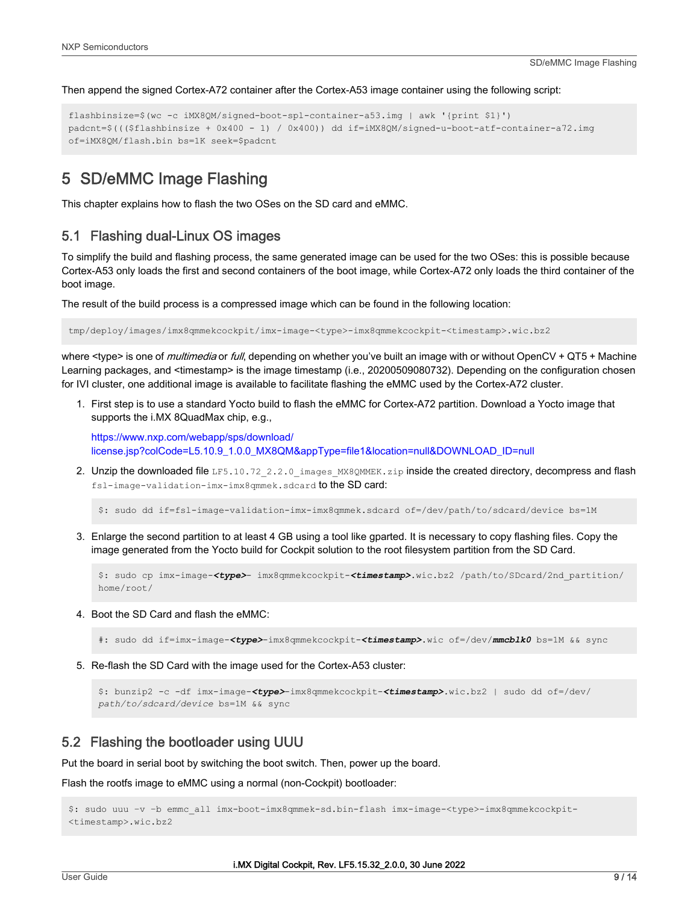Then append the signed Cortex-A72 container after the Cortex-A53 image container using the following script:

```
flashbinsize=$(wc -c iMX8QM/signed-boot-spl-container-a53.img | awk '{print $1}')
padcnt=$((($flashbinsize + 0x400 - 1) / 0x400)) dd if=iMX8QM/signed-u-boot-atf-container-a72.img
of=iMX8QM/flash.bin bs=1K seek=$padcnt
```

# 5 SD/eMMC Image Flashing

This chapter explains how to flash the two OSes on the SD card and eMMC.

## 5.1 Flashing dual-Linux OS images

To simplify the build and flashing process, the same generated image can be used for the two OSes: this is possible because Cortex-A53 only loads the first and second containers of the boot image, while Cortex-A72 only loads the third container of the boot image.

The result of the build process is a compressed image which can be found in the following location:

```
tmp/deploy/images/imx8qmmekcockpit/imx-image-<type>-imx8qmmekcockpit-<timestamp>.wic.bz2
```

where <type> is one of *multimedia* or *full*, depending on whether you've built an image with or without OpenCV + QT5 + Machine Learning packages, and <timestamp> is the image timestamp (i.e., 20200509080732). Depending on the configuration chosen for IVI cluster, one additional image is available to facilitate flashing the eMMC used by the Cortex-A72 cluster.

1. First step is to use a standard Yocto build to flash the eMMC for Cortex-A72 partition. Download a Yocto image that supports the i.MX 8QuadMax chip, e.g.,

   https://www.nxp.com/webapp/sps/download/license.jsp?colCode=L5.10.9_1.0.0_MX8QM&appType=file1&location=null&DOWNLOAD_ID=null

2. Unzip the downloaded file `LF5.10.72_2.2.0_images_MX8QMMEK.zip` inside the created directory, decompress and flash `fsl-image-validation-imx-imx8qmmek.sdcard` to the SD card:

   ```
   $: sudo dd if=fsl-image-validation-imx-imx8qmmek.sdcard of=/dev/path/to/sdcard/device bs=1M
   ```

3. Enlarge the second partition to at least 4 GB using a tool like gparted. It is necessary to copy flashing files. Copy the image generated from the Yocto build for Cockpit solution to the root filesystem partition from the SD Card.

   ```
   $: sudo cp imx-image-<type>- imx8qmmekcockpit-<timestamp>.wic.bz2 /path/to/SDcard/2nd_partition/
   home/root/
   ```

4. Boot the SD Card and flash the eMMC:

   ```
   #: sudo dd if=imx-image-<type>-imx8qmmekcockpit-<timestamp>.wic of=/dev/mmcblk0 bs=1M && sync
   ```

5. Re-flash the SD Card with the image used for the Cortex-A53 cluster:

   ```
   $: bunzip2 -c -df imx-image-<type>-imx8qmmekcockpit-<timestamp>.wic.bz2 | sudo dd of=/dev/
   path/to/sdcard/device bs=1M && sync
   ```

## 5.2 Flashing the bootloader using UUU

Put the board in serial boot by switching the boot switch. Then, power up the board.

Flash the rootfs image to eMMC using a normal (non-Cockpit) bootloader:

```
$: sudo uuu -v -b emmc_all imx-boot-imx8qmmek-sd.bin-flash imx-image-<type>-imx8qmmekcockpit-
<timestamp>.wic.bz2
```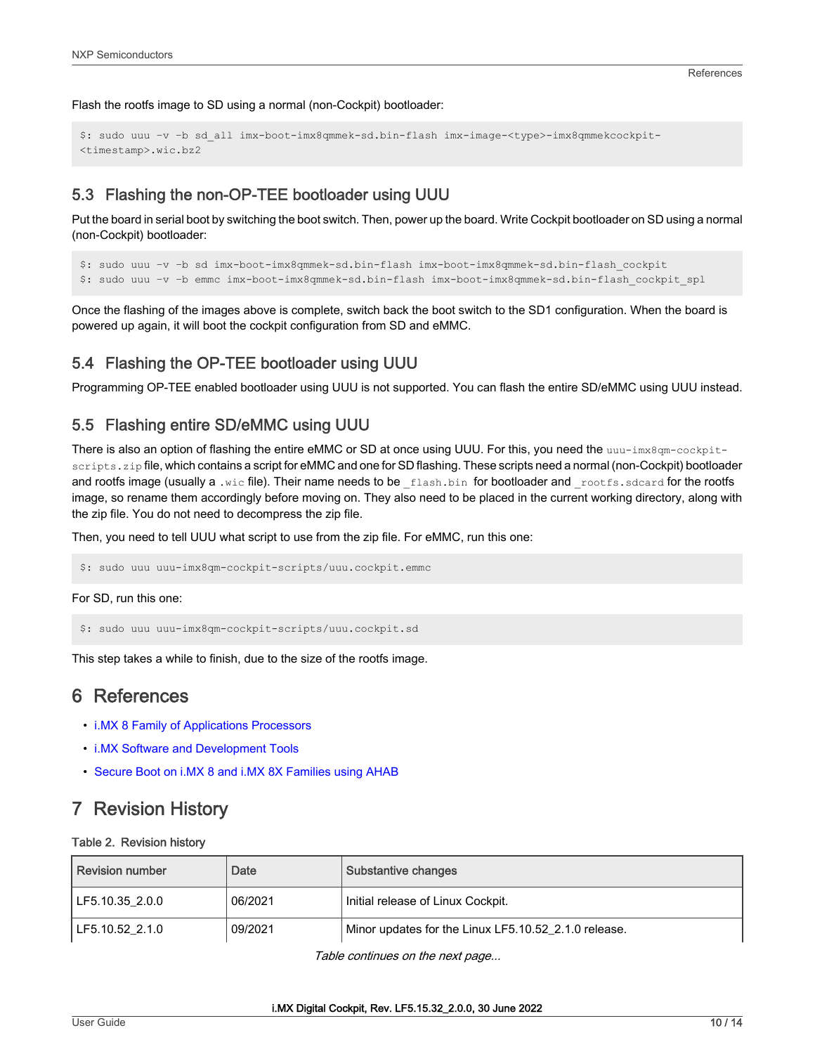Flash the rootfs image to SD using a normal (non-Cockpit) bootloader:

```
$: sudo uuu -v -b sd_all imx-boot-imx8qmmek-sd.bin-flash imx-image-<type>-imx8qmmekcockpit-<timestamp>.wic.bz2
```

## 5.3 Flashing the non-OP-TEE bootloader using UUU

Put the board in serial boot by switching the boot switch. Then, power up the board. Write Cockpit bootloader on SD using a normal (non-Cockpit) bootloader:

```
$: sudo uuu -v -b sd imx-boot-imx8qmmek-sd.bin-flash imx-boot-imx8qmmek-sd.bin-flash_cockpit
$: sudo uuu -v -b emmc imx-boot-imx8qmmek-sd.bin-flash imx-boot-imx8qmmek-sd.bin-flash_cockpit_spl
```

Once the flashing of the images above is complete, switch back the boot switch to the SD1 configuration. When the board is powered up again, it will boot the cockpit configuration from SD and eMMC.

## 5.4 Flashing the OP-TEE bootloader using UUU

Programming OP-TEE enabled bootloader using UUU is not supported. You can flash the entire SD/eMMC using UUU instead.

## 5.5 Flashing entire SD/eMMC using UUU

There is also an option of flashing the entire eMMC or SD at once using UUU. For this, you need the `uuu-imx8qm-cockpit-scripts.zip` file, which contains a script for eMMC and one for SD flashing. These scripts need a normal (non-Cockpit) bootloader and rootfs image (usually a `.wic` file). Their name needs to be `_flash.bin` for bootloader and `_rootfs.sdcard` for the rootfs image, so rename them accordingly before moving on. They also need to be placed in the current working directory, along with the zip file. You do not need to decompress the zip file.

Then, you need to tell UUU what script to use from the zip file. For eMMC, run this one:

```
$: sudo uuu uuu-imx8qm-cockpit-scripts/uuu.cockpit.emmc
```

For SD, run this one:

```
$: sudo uuu uuu-imx8qm-cockpit-scripts/uuu.cockpit.sd
```

This step takes a while to finish, due to the size of the rootfs image.

# 6 References

- i.MX 8 Family of Applications Processors
- i.MX Software and Development Tools
- Secure Boot on i.MX 8 and i.MX 8X Families using AHAB

# 7 Revision History

Table 2. Revision history

| Revision number | Date | Substantive changes |
|---|---|---|
| LF5.10.35_2.0.0 | 06/2021 | Initial release of Linux Cockpit. |
| LF5.10.52_2.1.0 | 09/2021 | Minor updates for the Linux LF5.10.52_2.1.0 release. |

*Table continues on the next page...*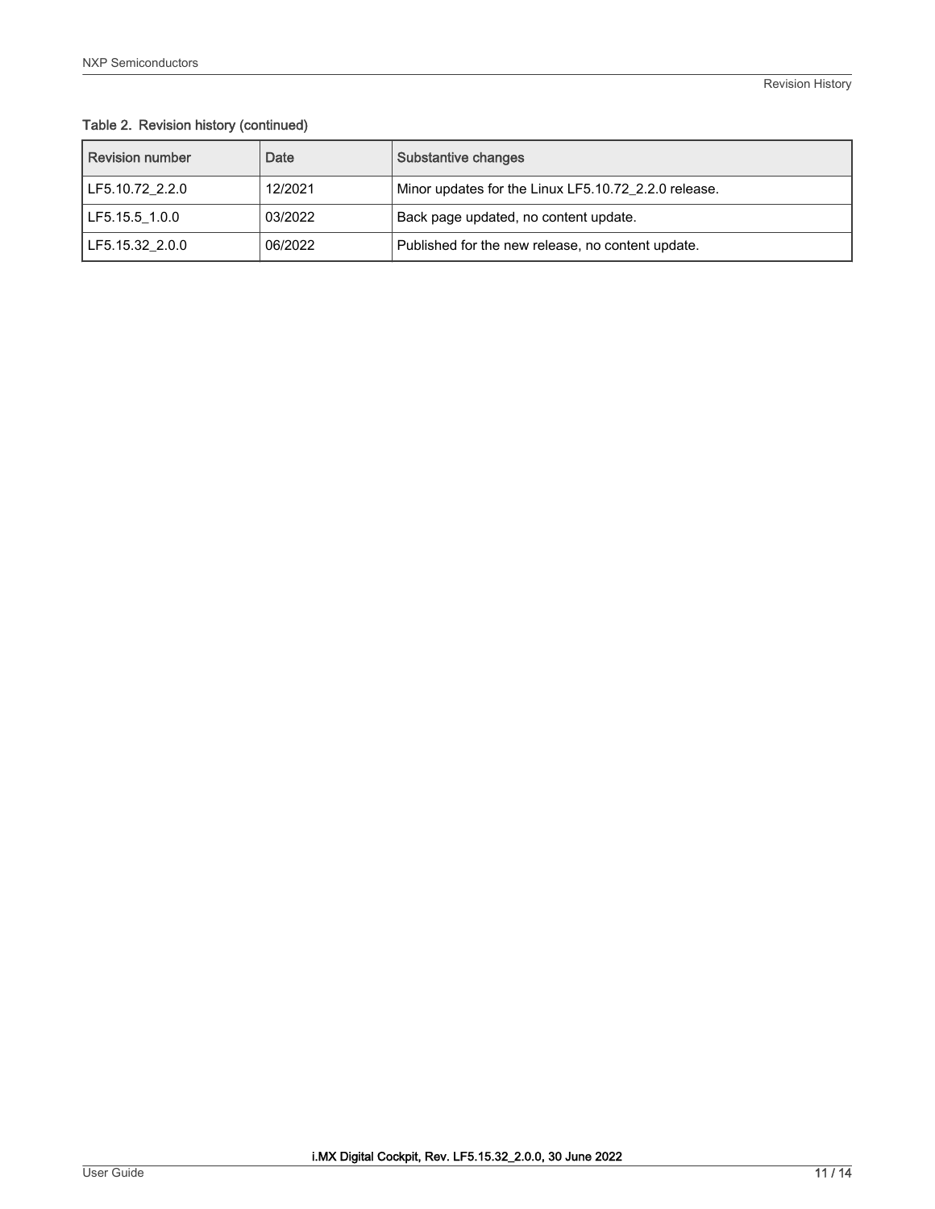Table 2. Revision history (continued)

| Revision number | Date | Substantive changes |
| --- | --- | --- |
| LF5.10.72_2.2.0 | 12/2021 | Minor updates for the Linux LF5.10.72_2.2.0 release. |
| LF5.15.5_1.0.0 | 03/2022 | Back page updated, no content update. |
| LF5.15.32_2.0.0 | 06/2022 | Published for the new release, no content update. |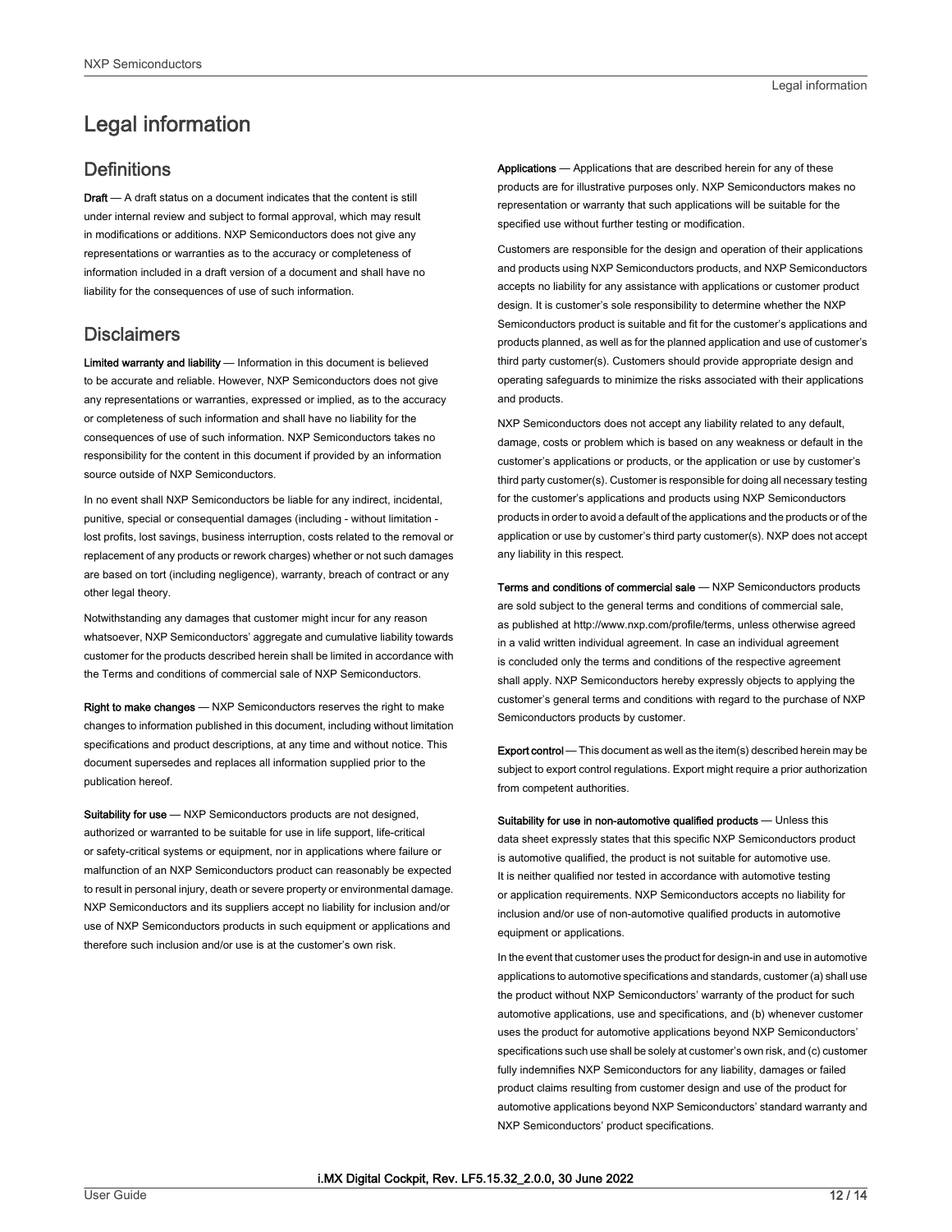# Legal information

## Definitions

**Draft** — A draft status on a document indicates that the content is still under internal review and subject to formal approval, which may result in modifications or additions. NXP Semiconductors does not give any representations or warranties as to the accuracy or completeness of information included in a draft version of a document and shall have no liability for the consequences of use of such information.

## Disclaimers

**Limited warranty and liability** — Information in this document is believed to be accurate and reliable. However, NXP Semiconductors does not give any representations or warranties, expressed or implied, as to the accuracy or completeness of such information and shall have no liability for the consequences of use of such information. NXP Semiconductors takes no responsibility for the content in this document if provided by an information source outside of NXP Semiconductors.

In no event shall NXP Semiconductors be liable for any indirect, incidental, punitive, special or consequential damages (including - without limitation - lost profits, lost savings, business interruption, costs related to the removal or replacement of any products or rework charges) whether or not such damages are based on tort (including negligence), warranty, breach of contract or any other legal theory.

Notwithstanding any damages that customer might incur for any reason whatsoever, NXP Semiconductors' aggregate and cumulative liability towards customer for the products described herein shall be limited in accordance with the Terms and conditions of commercial sale of NXP Semiconductors.

**Right to make changes** — NXP Semiconductors reserves the right to make changes to information published in this document, including without limitation specifications and product descriptions, at any time and without notice. This document supersedes and replaces all information supplied prior to the publication hereof.

**Suitability for use** — NXP Semiconductors products are not designed, authorized or warranted to be suitable for use in life support, life-critical or safety-critical systems or equipment, nor in applications where failure or malfunction of an NXP Semiconductors product can reasonably be expected to result in personal injury, death or severe property or environmental damage. NXP Semiconductors and its suppliers accept no liability for inclusion and/or use of NXP Semiconductors products in such equipment or applications and therefore such inclusion and/or use is at the customer's own risk.

**Applications** — Applications that are described herein for any of these products are for illustrative purposes only. NXP Semiconductors makes no representation or warranty that such applications will be suitable for the specified use without further testing or modification.

Customers are responsible for the design and operation of their applications and products using NXP Semiconductors products, and NXP Semiconductors accepts no liability for any assistance with applications or customer product design. It is customer's sole responsibility to determine whether the NXP Semiconductors product is suitable and fit for the customer's applications and products planned, as well as for the planned application and use of customer's third party customer(s). Customers should provide appropriate design and operating safeguards to minimize the risks associated with their applications and products.

NXP Semiconductors does not accept any liability related to any default, damage, costs or problem which is based on any weakness or default in the customer's applications or products, or the application or use by customer's third party customer(s). Customer is responsible for doing all necessary testing for the customer's applications and products using NXP Semiconductors products in order to avoid a default of the applications and the products or of the application or use by customer's third party customer(s). NXP does not accept any liability in this respect.

**Terms and conditions of commercial sale** — NXP Semiconductors products are sold subject to the general terms and conditions of commercial sale, as published at http://www.nxp.com/profile/terms, unless otherwise agreed in a valid written individual agreement. In case an individual agreement is concluded only the terms and conditions of the respective agreement shall apply. NXP Semiconductors hereby expressly objects to applying the customer's general terms and conditions with regard to the purchase of NXP Semiconductors products by customer.

**Export control** — This document as well as the item(s) described herein may be subject to export control regulations. Export might require a prior authorization from competent authorities.

**Suitability for use in non-automotive qualified products** — Unless this data sheet expressly states that this specific NXP Semiconductors product is automotive qualified, the product is not suitable for automotive use. It is neither qualified nor tested in accordance with automotive testing or application requirements. NXP Semiconductors accepts no liability for inclusion and/or use of non-automotive qualified products in automotive equipment or applications.

In the event that customer uses the product for design-in and use in automotive applications to automotive specifications and standards, customer (a) shall use the product without NXP Semiconductors' warranty of the product for such automotive applications, use and specifications, and (b) whenever customer uses the product for automotive applications beyond NXP Semiconductors' specifications such use shall be solely at customer's own risk, and (c) customer fully indemnifies NXP Semiconductors for any liability, damages or failed product claims resulting from customer design and use of the product for automotive applications beyond NXP Semiconductors' standard warranty and NXP Semiconductors' product specifications.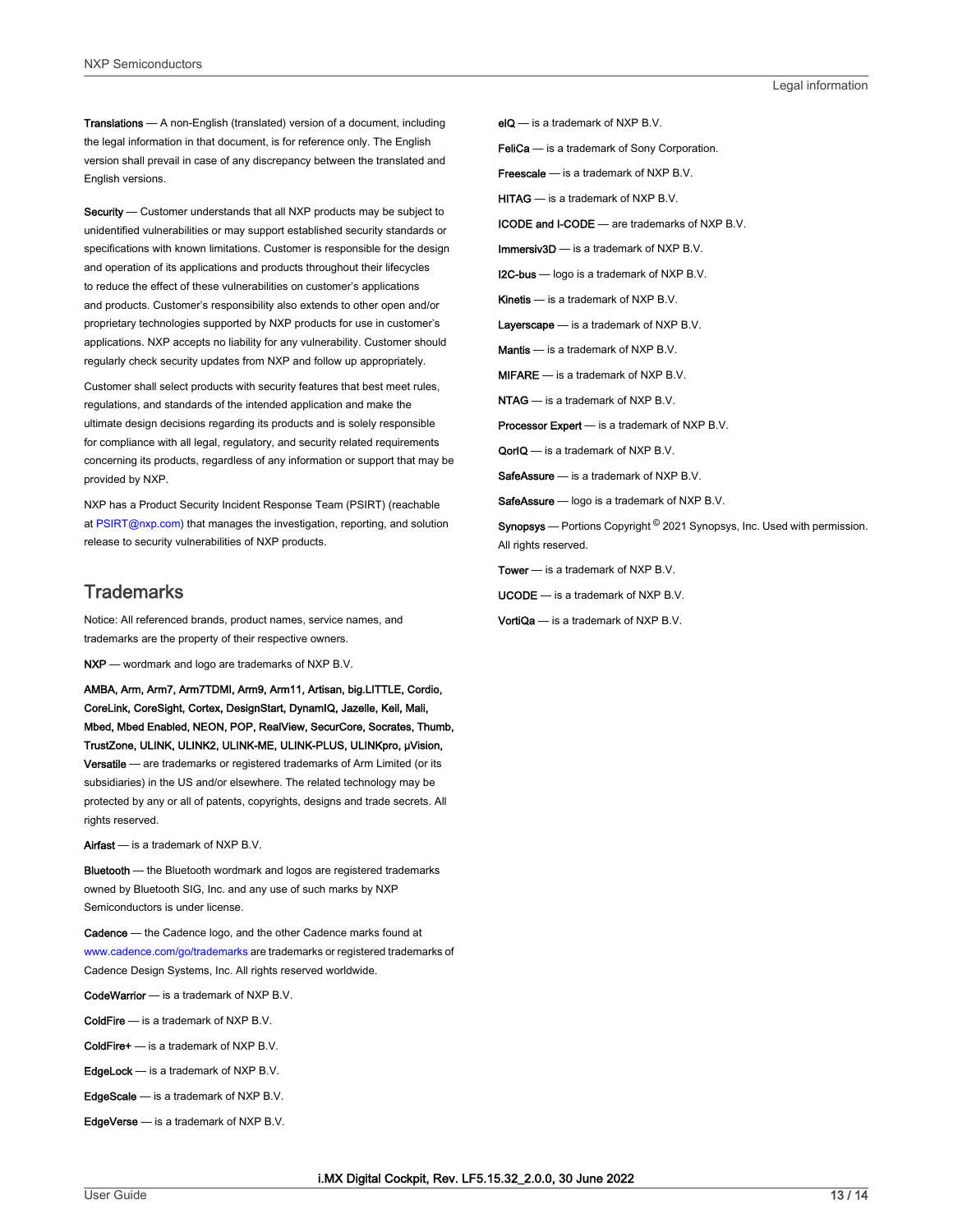**Translations** — A non-English (translated) version of a document, including the legal information in that document, is for reference only. The English version shall prevail in case of any discrepancy between the translated and English versions.

**Security** — Customer understands that all NXP products may be subject to unidentified vulnerabilities or may support established security standards or specifications with known limitations. Customer is responsible for the design and operation of its applications and products throughout their lifecycles to reduce the effect of these vulnerabilities on customer's applications and products. Customer's responsibility also extends to other open and/or proprietary technologies supported by NXP products for use in customer's applications. NXP accepts no liability for any vulnerability. Customer should regularly check security updates from NXP and follow up appropriately.

Customer shall select products with security features that best meet rules, regulations, and standards of the intended application and make the ultimate design decisions regarding its products and is solely responsible for compliance with all legal, regulatory, and security related requirements concerning its products, regardless of any information or support that may be provided by NXP.

NXP has a Product Security Incident Response Team (PSIRT) (reachable at PSIRT@nxp.com) that manages the investigation, reporting, and solution release to security vulnerabilities of NXP products.

## Trademarks

Notice: All referenced brands, product names, service names, and trademarks are the property of their respective owners.

**NXP** — wordmark and logo are trademarks of NXP B.V.

**AMBA, Arm, Arm7, Arm7TDMI, Arm9, Arm11, Artisan, big.LITTLE, Cordio, CoreLink, CoreSight, Cortex, DesignStart, DynamIQ, Jazelle, Keil, Mali, Mbed, Mbed Enabled, NEON, POP, RealView, SecurCore, Socrates, Thumb, TrustZone, ULINK, ULINK2, ULINK-ME, ULINK-PLUS, ULINKpro, μVision, Versatile** — are trademarks or registered trademarks of Arm Limited (or its subsidiaries) in the US and/or elsewhere. The related technology may be protected by any or all of patents, copyrights, designs and trade secrets. All rights reserved.

**Airfast** — is a trademark of NXP B.V.

**Bluetooth** — the Bluetooth wordmark and logos are registered trademarks owned by Bluetooth SIG, Inc. and any use of such marks by NXP Semiconductors is under license.

**Cadence** — the Cadence logo, and the other Cadence marks found at www.cadence.com/go/trademarks are trademarks or registered trademarks of Cadence Design Systems, Inc. All rights reserved worldwide.

**CodeWarrior** — is a trademark of NXP B.V.

**ColdFire** — is a trademark of NXP B.V.

**ColdFire+** — is a trademark of NXP B.V.

**EdgeLock** — is a trademark of NXP B.V.

**EdgeScale** — is a trademark of NXP B.V.

**EdgeVerse** — is a trademark of NXP B.V.

**eIQ** — is a trademark of NXP B.V.

**FeliCa** — is a trademark of Sony Corporation.

**Freescale** — is a trademark of NXP B.V.

**HITAG** — is a trademark of NXP B.V.

**ICODE and I-CODE** — are trademarks of NXP B.V.

**Immersiv3D** — is a trademark of NXP B.V.

**I2C-bus** — logo is a trademark of NXP B.V.

**Kinetis** — is a trademark of NXP B.V.

**Layerscape** — is a trademark of NXP B.V.

**Mantis** — is a trademark of NXP B.V.

**MIFARE** — is a trademark of NXP B.V.

**NTAG** — is a trademark of NXP B.V.

**Processor Expert** — is a trademark of NXP B.V.

**QorIQ** — is a trademark of NXP B.V.

**SafeAssure** — is a trademark of NXP B.V.

**SafeAssure** — logo is a trademark of NXP B.V.

**Synopsys** — Portions Copyright © 2021 Synopsys, Inc. Used with permission. All rights reserved.

**Tower** — is a trademark of NXP B.V.

**UCODE** — is a trademark of NXP B.V.

**VortiQa** — is a trademark of NXP B.V.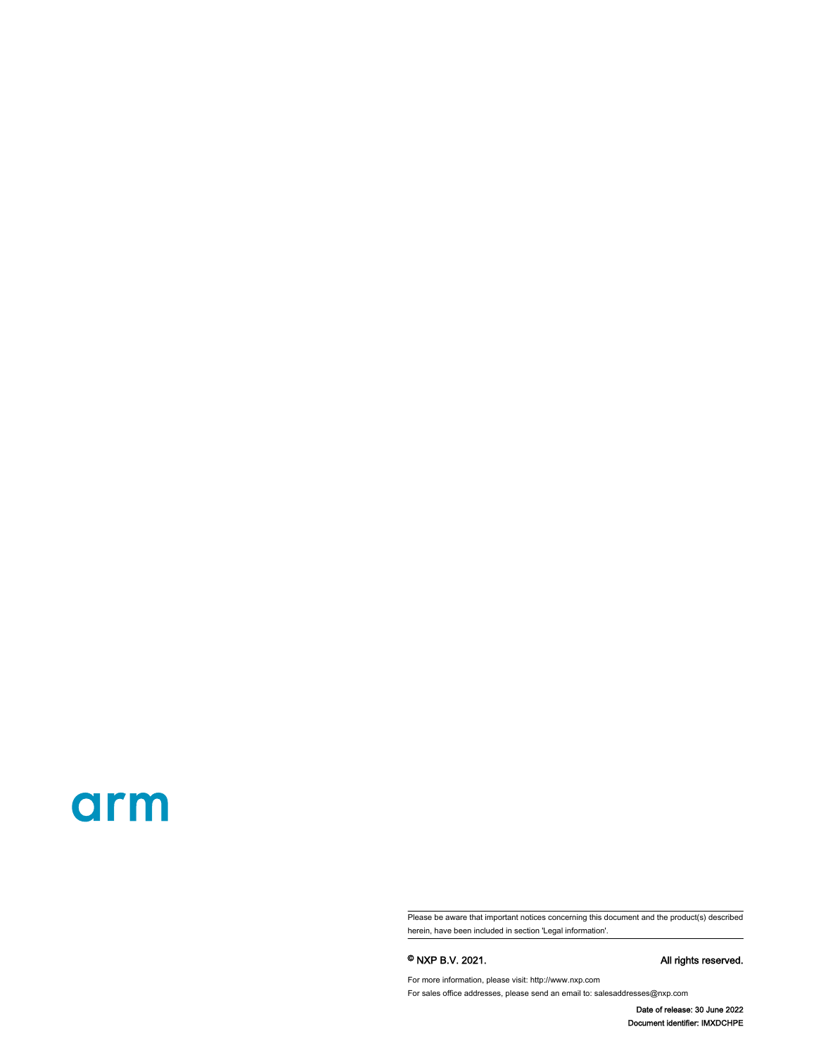arm

Please be aware that important notices concerning this document and the product(s) described herein, have been included in section 'Legal information'.

© NXP B.V. 2021. All rights reserved.

For more information, please visit: http://www.nxp.com

For sales office addresses, please send an email to: salesaddresses@nxp.com

Date of release: 30 June 2022

Document identifier: IMXDCHPE